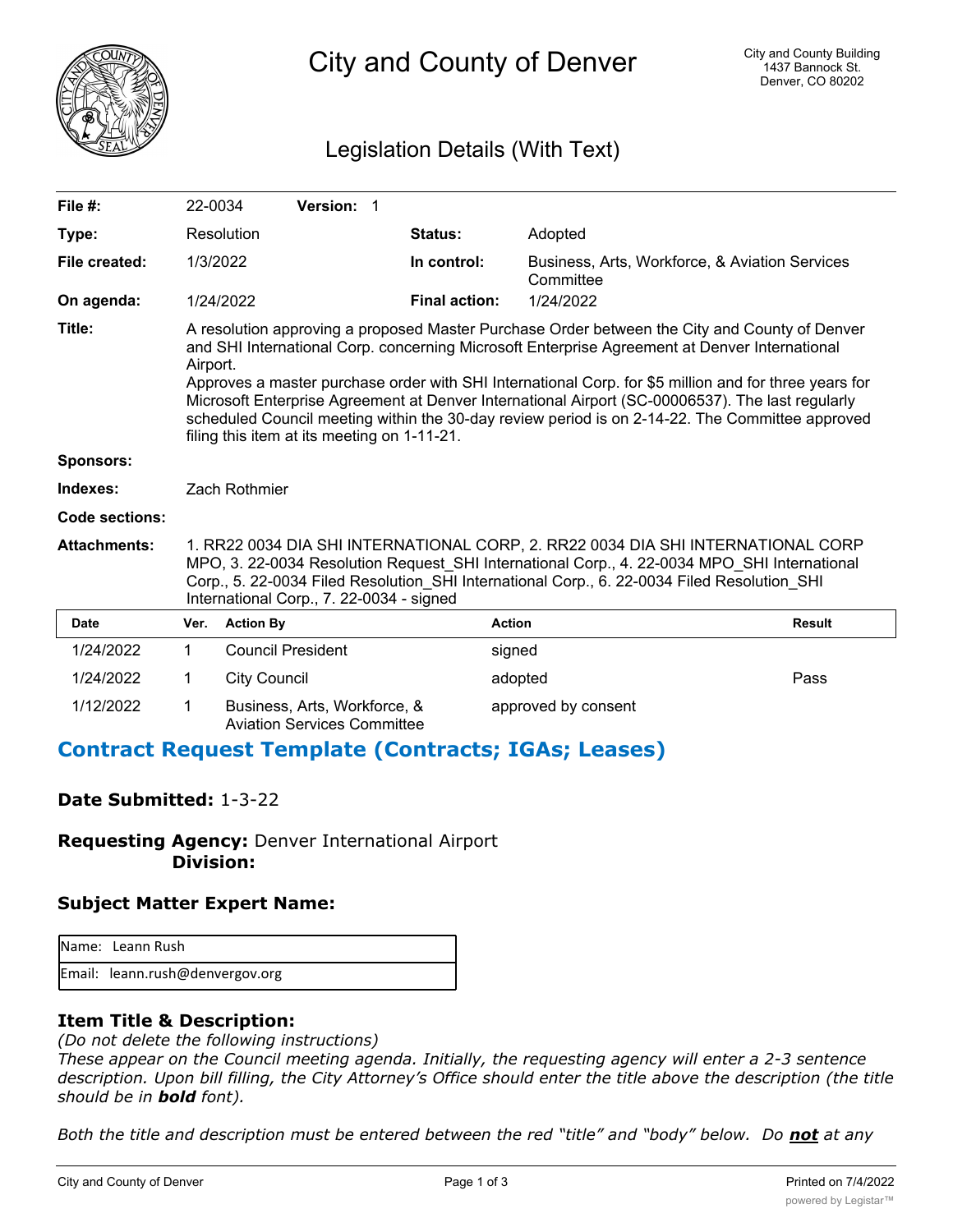# City and County of Denver

City and County Building
1437 Bannock St.
Denver, CO 80202

## Legislation Details (With Text)

| | | | |
|---|---|---|---|
| **File #:** | 22-0034 **Version:** 1 | | |
| **Type:** | Resolution | **Status:** | Adopted |
| **File created:** | 1/3/2022 | **In control:** | Business, Arts, Workforce, & Aviation Services Committee |
| **On agenda:** | 1/24/2022 | **Final action:** | 1/24/2022 |

**Title:** A resolution approving a proposed Master Purchase Order between the City and County of Denver and SHI International Corp. concerning Microsoft Enterprise Agreement at Denver International Airport.
Approves a master purchase order with SHI International Corp. for $5 million and for three years for Microsoft Enterprise Agreement at Denver International Airport (SC-00006537). The last regularly scheduled Council meeting within the 30-day review period is on 2-14-22. The Committee approved filing this item at its meeting on 1-11-21.

**Sponsors:**

**Indexes:** Zach Rothmier

**Code sections:**

**Attachments:** 1. RR22 0034 DIA SHI INTERNATIONAL CORP, 2. RR22 0034 DIA SHI INTERNATIONAL CORP MPO, 3. 22-0034 Resolution Request_SHI International Corp., 4. 22-0034 MPO_SHI International Corp., 5. 22-0034 Filed Resolution_SHI International Corp., 6. 22-0034 Filed Resolution_SHI International Corp., 7. 22-0034 - signed

| Date | Ver. | Action By | Action | Result |
|---|---|---|---|---|
| 1/24/2022 | 1 | Council President | signed | |
| 1/24/2022 | 1 | City Council | adopted | Pass |
| 1/12/2022 | 1 | Business, Arts, Workforce, & Aviation Services Committee | approved by consent | |

## Contract Request Template (Contracts; IGAs; Leases)

**Date Submitted:** 1-3-22

**Requesting Agency:** Denver International Airport
**Division:**

### Subject Matter Expert Name:

| Name: Leann Rush |
|---|
| Email: leann.rush@denvergov.org |

### Item Title & Description:

*(Do not delete the following instructions)*
*These appear on the Council meeting agenda. Initially, the requesting agency will enter a 2-3 sentence description. Upon bill filling, the City Attorney's Office should enter the title above the description (the title should be in* ***bold*** *font).*

*Both the title and description must be entered between the red "title" and "body" below. Do* ***not*** *at any*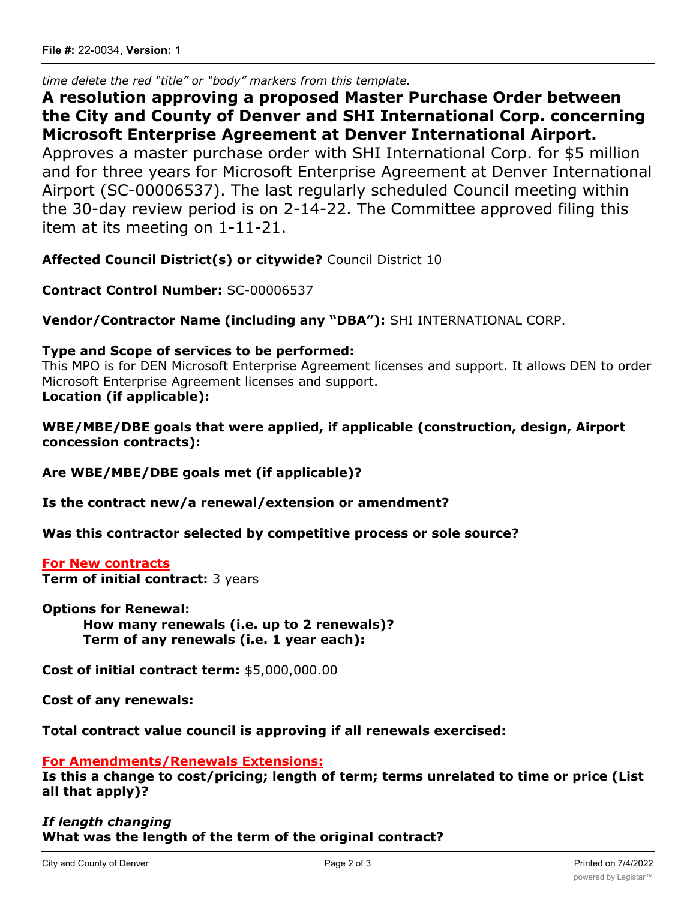*time delete the red “title” or “body” markers from this template.*

**A resolution approving a proposed Master Purchase Order between the City and County of Denver and SHI International Corp. concerning Microsoft Enterprise Agreement at Denver International Airport.**

Approves a master purchase order with SHI International Corp. for $5 million and for three years for Microsoft Enterprise Agreement at Denver International Airport (SC-00006537). The last regularly scheduled Council meeting within the 30-day review period is on 2-14-22. The Committee approved filing this item at its meeting on 1-11-21.

**Affected Council District(s) or citywide?** Council District 10

**Contract Control Number:** SC-00006537

**Vendor/Contractor Name (including any “DBA”):** SHI INTERNATIONAL CORP.

**Type and Scope of services to be performed:**
This MPO is for DEN Microsoft Enterprise Agreement licenses and support. It allows DEN to order Microsoft Enterprise Agreement licenses and support.
**Location (if applicable):**

**WBE/MBE/DBE goals that were applied, if applicable (construction, design, Airport concession contracts):**

**Are WBE/MBE/DBE goals met (if applicable)?**

**Is the contract new/a renewal/extension or amendment?**

**Was this contractor selected by competitive process or sole source?**

**For New contracts**
**Term of initial contract:** 3 years

**Options for Renewal:**
**How many renewals (i.e. up to 2 renewals)?**
**Term of any renewals (i.e. 1 year each):**

**Cost of initial contract term:** $5,000,000.00

**Cost of any renewals:**

**Total contract value council is approving if all renewals exercised:**

**For Amendments/Renewals Extensions:**
**Is this a change to cost/pricing; length of term; terms unrelated to time or price (List all that apply)?**

***If length changing***
**What was the length of the term of the original contract?**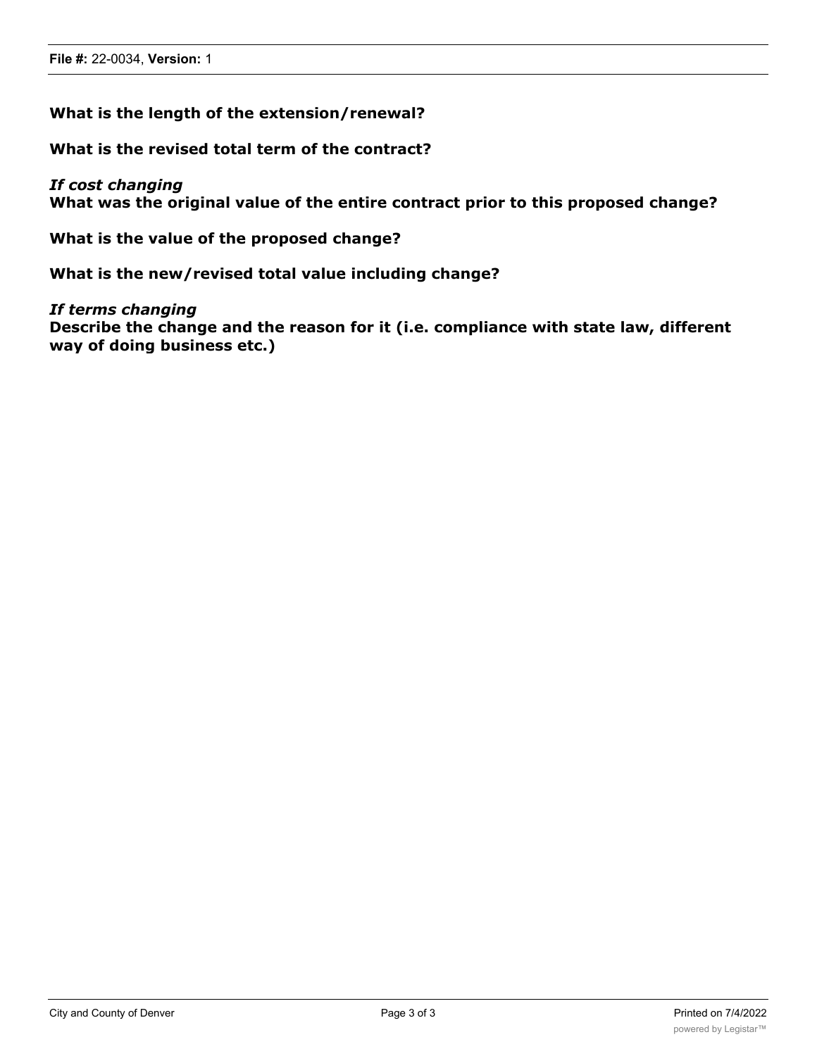**What is the length of the extension/renewal?**

**What is the revised total term of the contract?**

***If cost changing***
**What was the original value of the entire contract prior to this proposed change?**

**What is the value of the proposed change?**

**What is the new/revised total value including change?**

***If terms changing***
**Describe the change and the reason for it (i.e. compliance with state law, different way of doing business etc.)**